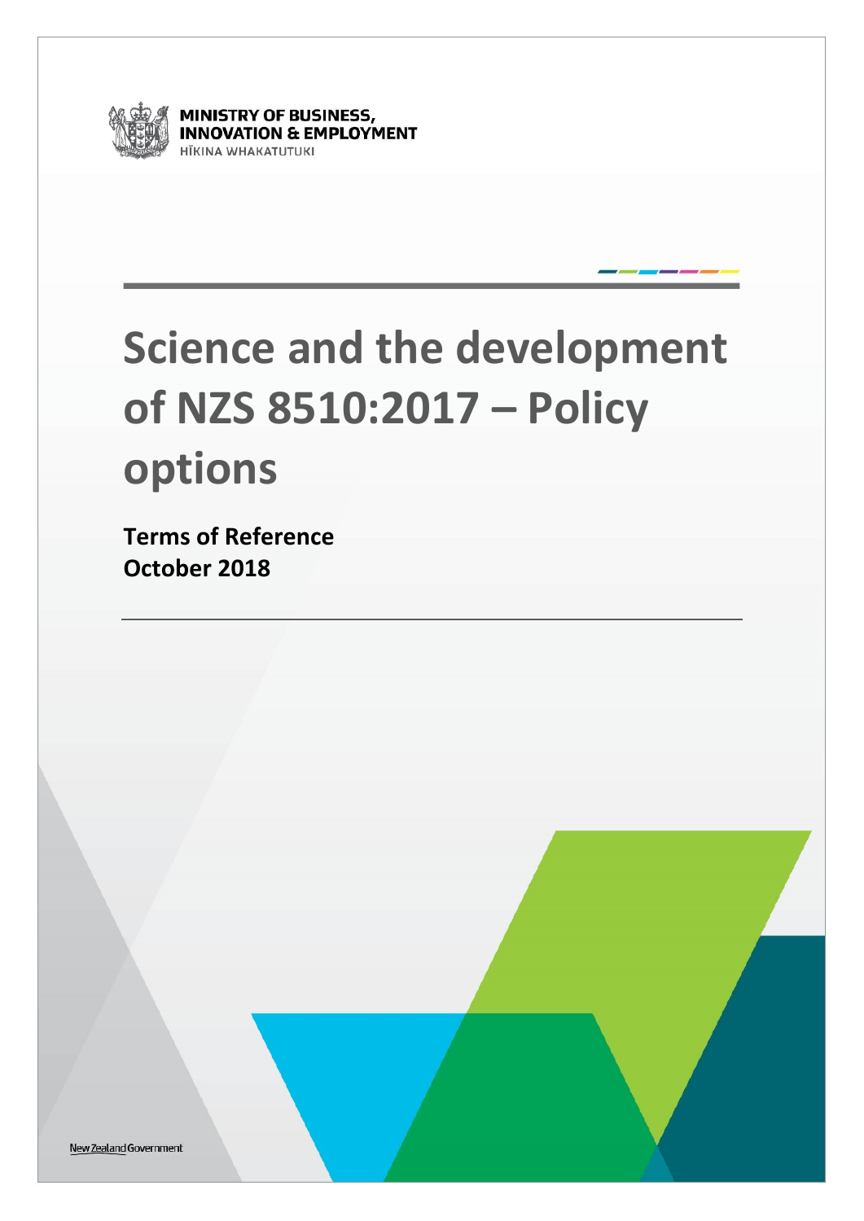MINISTRY OF BUSINESS, INNOVATION & EMPLOYMENT
HĪKINA WHAKATUTUKI

# Science and the development of NZS 8510:2017 – Policy options

**Terms of Reference**
**October 2018**

New Zealand Government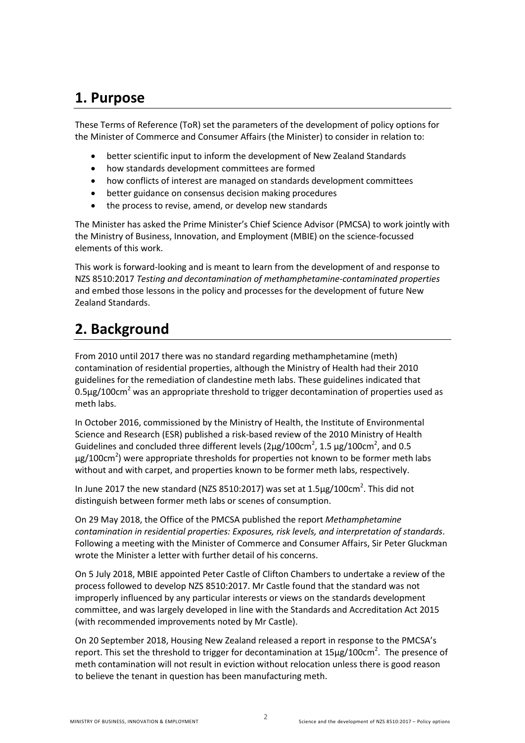## 1. Purpose

These Terms of Reference (ToR) set the parameters of the development of policy options for the Minister of Commerce and Consumer Affairs (the Minister) to consider in relation to:

- better scientific input to inform the development of New Zealand Standards
- how standards development committees are formed
- how conflicts of interest are managed on standards development committees
- better guidance on consensus decision making procedures
- the process to revise, amend, or develop new standards

The Minister has asked the Prime Minister's Chief Science Advisor (PMCSA) to work jointly with the Ministry of Business, Innovation, and Employment (MBIE) on the science-focussed elements of this work.

This work is forward-looking and is meant to learn from the development of and response to NZS 8510:2017 *Testing and decontamination of methamphetamine-contaminated properties* and embed those lessons in the policy and processes for the development of future New Zealand Standards.

## 2. Background

From 2010 until 2017 there was no standard regarding methamphetamine (meth) contamination of residential properties, although the Ministry of Health had their 2010 guidelines for the remediation of clandestine meth labs. These guidelines indicated that 0.5µg/100cm$^2$ was an appropriate threshold to trigger decontamination of properties used as meth labs.

In October 2016, commissioned by the Ministry of Health, the Institute of Environmental Science and Research (ESR) published a risk-based review of the 2010 Ministry of Health Guidelines and concluded three different levels (2µg/100cm$^2$, 1.5 µg/100cm$^2$, and 0.5 µg/100cm$^2$) were appropriate thresholds for properties not known to be former meth labs without and with carpet, and properties known to be former meth labs, respectively.

In June 2017 the new standard (NZS 8510:2017) was set at 1.5µg/100cm$^2$. This did not distinguish between former meth labs or scenes of consumption.

On 29 May 2018, the Office of the PMCSA published the report *Methamphetamine contamination in residential properties: Exposures, risk levels, and interpretation of standards*. Following a meeting with the Minister of Commerce and Consumer Affairs, Sir Peter Gluckman wrote the Minister a letter with further detail of his concerns.

On 5 July 2018, MBIE appointed Peter Castle of Clifton Chambers to undertake a review of the process followed to develop NZS 8510:2017. Mr Castle found that the standard was not improperly influenced by any particular interests or views on the standards development committee, and was largely developed in line with the Standards and Accreditation Act 2015 (with recommended improvements noted by Mr Castle).

On 20 September 2018, Housing New Zealand released a report in response to the PMCSA's report. This set the threshold to trigger for decontamination at 15µg/100cm$^2$. The presence of meth contamination will not result in eviction without relocation unless there is good reason to believe the tenant in question has been manufacturing meth.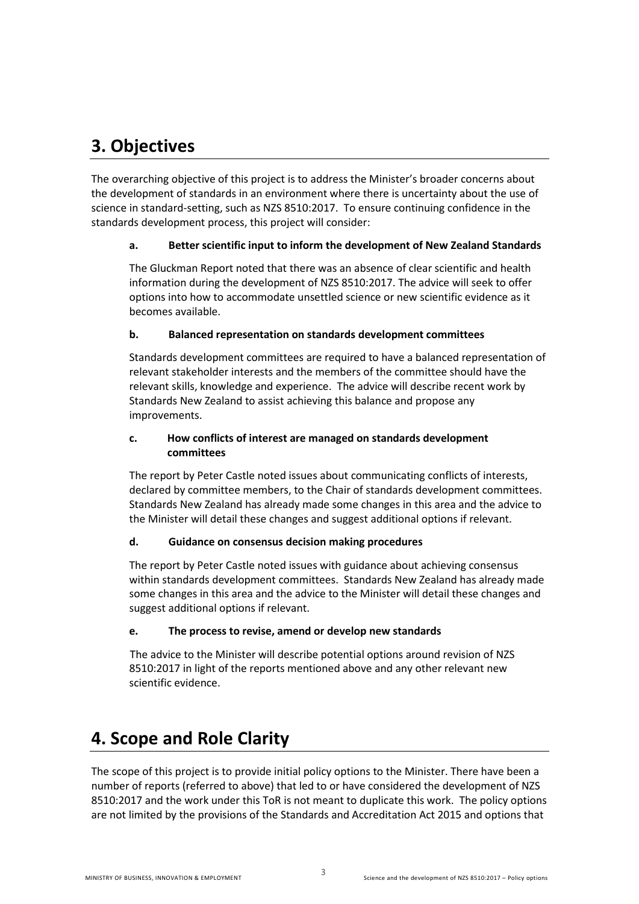## 3. Objectives

The overarching objective of this project is to address the Minister's broader concerns about the development of standards in an environment where there is uncertainty about the use of science in standard-setting, such as NZS 8510:2017. To ensure continuing confidence in the standards development process, this project will consider:

**a. Better scientific input to inform the development of New Zealand Standards**

The Gluckman Report noted that there was an absence of clear scientific and health information during the development of NZS 8510:2017. The advice will seek to offer options into how to accommodate unsettled science or new scientific evidence as it becomes available.

**b. Balanced representation on standards development committees**

Standards development committees are required to have a balanced representation of relevant stakeholder interests and the members of the committee should have the relevant skills, knowledge and experience. The advice will describe recent work by Standards New Zealand to assist achieving this balance and propose any improvements.

**c. How conflicts of interest are managed on standards development committees**

The report by Peter Castle noted issues about communicating conflicts of interests, declared by committee members, to the Chair of standards development committees. Standards New Zealand has already made some changes in this area and the advice to the Minister will detail these changes and suggest additional options if relevant.

**d. Guidance on consensus decision making procedures**

The report by Peter Castle noted issues with guidance about achieving consensus within standards development committees. Standards New Zealand has already made some changes in this area and the advice to the Minister will detail these changes and suggest additional options if relevant.

**e. The process to revise, amend or develop new standards**

The advice to the Minister will describe potential options around revision of NZS 8510:2017 in light of the reports mentioned above and any other relevant new scientific evidence.

## 4. Scope and Role Clarity

The scope of this project is to provide initial policy options to the Minister. There have been a number of reports (referred to above) that led to or have considered the development of NZS 8510:2017 and the work under this ToR is not meant to duplicate this work. The policy options are not limited by the provisions of the Standards and Accreditation Act 2015 and options that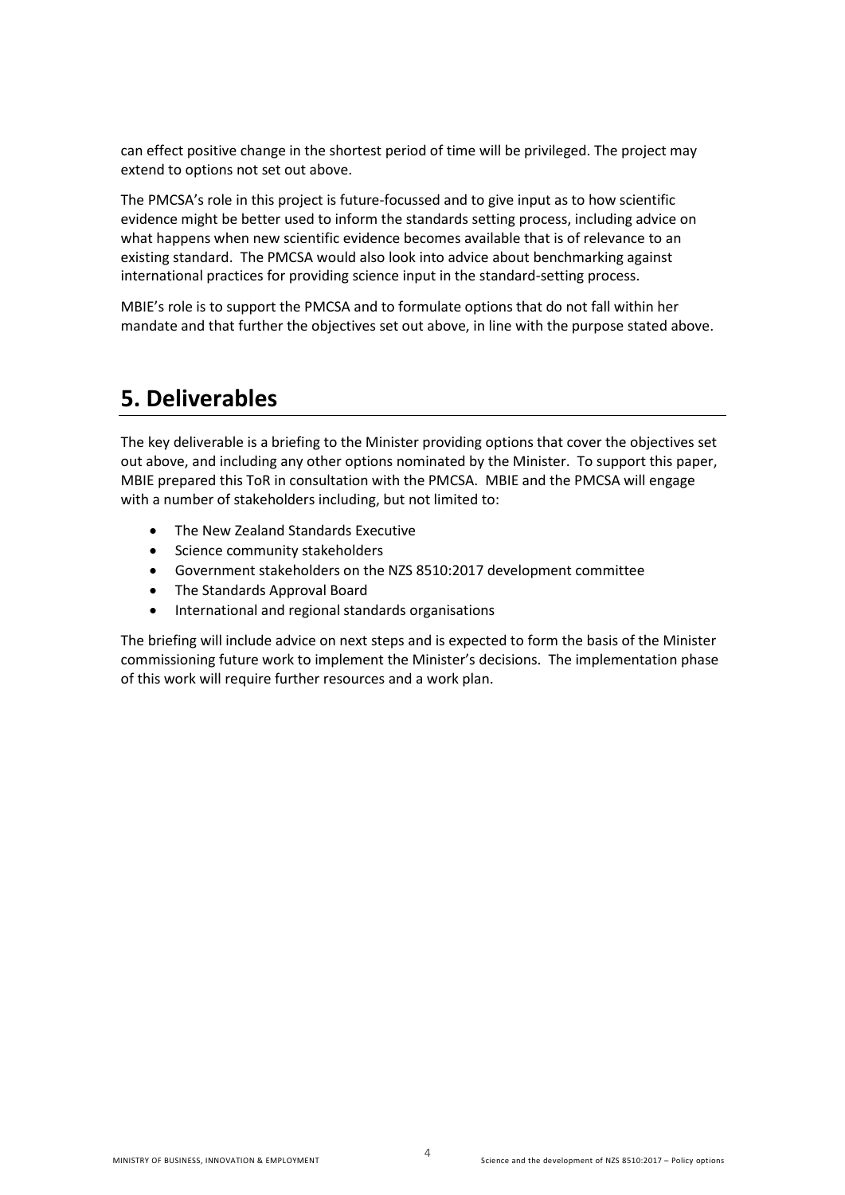can effect positive change in the shortest period of time will be privileged. The project may extend to options not set out above.

The PMCSA's role in this project is future-focussed and to give input as to how scientific evidence might be better used to inform the standards setting process, including advice on what happens when new scientific evidence becomes available that is of relevance to an existing standard. The PMCSA would also look into advice about benchmarking against international practices for providing science input in the standard-setting process.

MBIE's role is to support the PMCSA and to formulate options that do not fall within her mandate and that further the objectives set out above, in line with the purpose stated above.

## 5. Deliverables

The key deliverable is a briefing to the Minister providing options that cover the objectives set out above, and including any other options nominated by the Minister. To support this paper, MBIE prepared this ToR in consultation with the PMCSA. MBIE and the PMCSA will engage with a number of stakeholders including, but not limited to:

- The New Zealand Standards Executive
- Science community stakeholders
- Government stakeholders on the NZS 8510:2017 development committee
- The Standards Approval Board
- International and regional standards organisations

The briefing will include advice on next steps and is expected to form the basis of the Minister commissioning future work to implement the Minister's decisions. The implementation phase of this work will require further resources and a work plan.